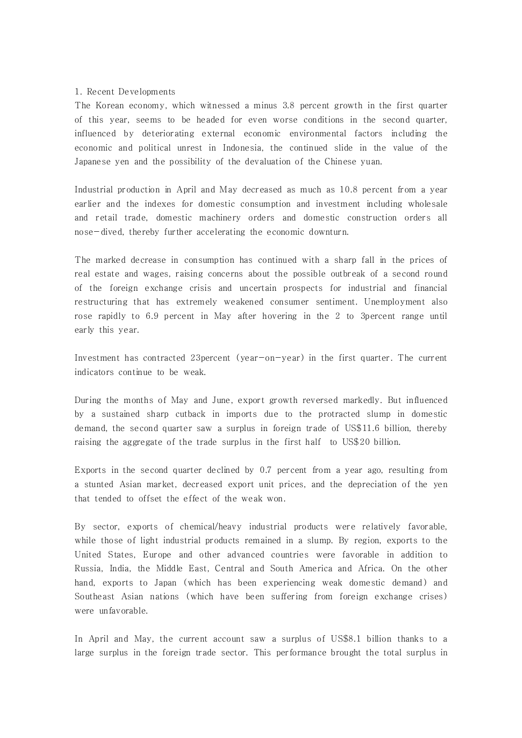## 1. Recent Developments

The Korean economy, which witnessed a minus 3.8 percent growth in the first quarter of this year, seems to be headed for even worse conditions in the second quarter, influenced by deteriorating external economic environmental factors including the economic and political unrest in Indonesia, the continued slide in the value of the Japanese yen and the possibility of the devaluation of the Chinese yuan.

Industrial production in April and May decreased as much as 10.8 percent from a year earlier and the indexes for domestic consumption and investment including wholesale and retail trade, domestic machinery orders and domestic construction orders all nose-dived, thereby further accelerating the economic downturn.

The marked decrease in consumption has continued with a sharp fall in the prices of real estate and wages, raising concerns about the possible outbreak of a second round of the foreign exchange crisis and uncertain prospects for industrial and financial restructuring that has extremely weakened consumer sentiment. Unemployment also rose rapidly to 6.9 percent in May after hovering in the 2 to 3percent range until early this year.

Investment has contracted 23percent (year-on-year) in the first quarter. The current indicators continue to be weak.

During the months of May and June, export growth reversed markedly. But influenced by a sustained sharp cutback in imports due to the protracted slump in domestic demand, the second quarter saw a surplus in foreign trade of US$11.6 billion, thereby raising the aggregate of the trade surplus in the first half to US$20 billion.

Exports in the second quarter declined by 0.7 percent from a year ago, resulting from a stunted Asian market, decreased export unit prices, and the depreciation of the yen that tended to offset the effect of the weak won.

By sector, exports of chemical/heavy industrial products were relatively favorable, while those of light industrial products remained in a slump. By region, exports to the United States, Europe and other advanced countries were favorable in addition to Russia, India, the Middle East, Central and South America and Africa. On the other hand, exports to Japan (which has been experiencing weak domestic demand) and Southeast Asian nations (which have been suffering from foreign exchange crises) were unfavorable.

In April and May, the current account saw a surplus of US$8.1 billion thanks to a large surplus in the foreign trade sector. This performance brought the total surplus in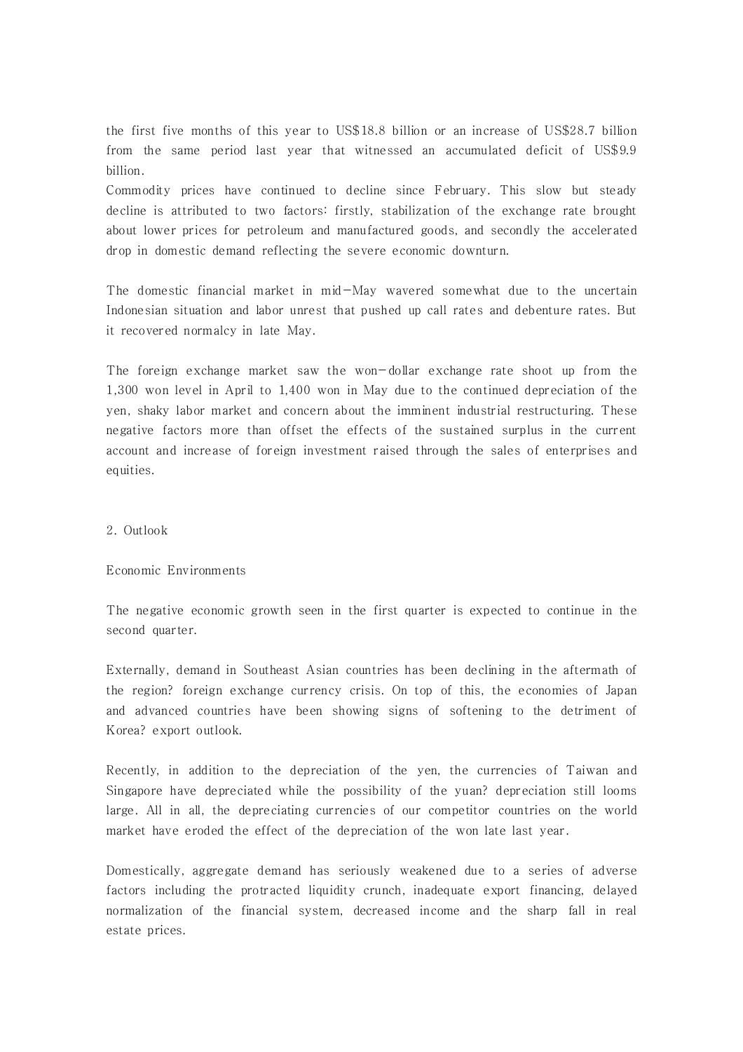the first five months of this year to US$18.8 billion or an increase of US$28.7 billion from the same period last year that witnessed an accumulated deficit of US$9.9 billion.

Commodity prices have continued to decline since February. This slow but steady decline is attributed to two factors: firstly, stabilization of the exchange rate brought about lower prices for petroleum and manufactured goods, and secondly the accelerated drop in domestic demand reflecting the severe economic downturn.

The domestic financial market in mid-May wavered somewhat due to the uncertain Indonesian situation and labor unrest that pushed up call rates and debenture rates. But it recovered normalcy in late May.

The foreign exchange market saw the won-dollar exchange rate shoot up from the 1,300 won level in April to 1,400 won in May due to the continued depreciation of the yen, shaky labor market and concern about the imminent industrial restructuring. These negative factors more than offset the effects of the sustained surplus in the current account and increase of foreign investment raised through the sales of enterprises and equities.

## 2. Outlook

### Economic Environments

The negative economic growth seen in the first quarter is expected to continue in the second quarter.

Externally, demand in Southeast Asian countries has been declining in the aftermath of the region? foreign exchange currency crisis. On top of this, the economies of Japan and advanced countries have been showing signs of softening to the detriment of Korea? export outlook.

Recently, in addition to the depreciation of the yen, the currencies of Taiwan and Singapore have depreciated while the possibility of the yuan? depreciation still looms large. All in all, the depreciating currencies of our competitor countries on the world market have eroded the effect of the depreciation of the won late last year.

Domestically, aggregate demand has seriously weakened due to a series of adverse factors including the protracted liquidity crunch, inadequate export financing, delayed normalization of the financial system, decreased income and the sharp fall in real estate prices.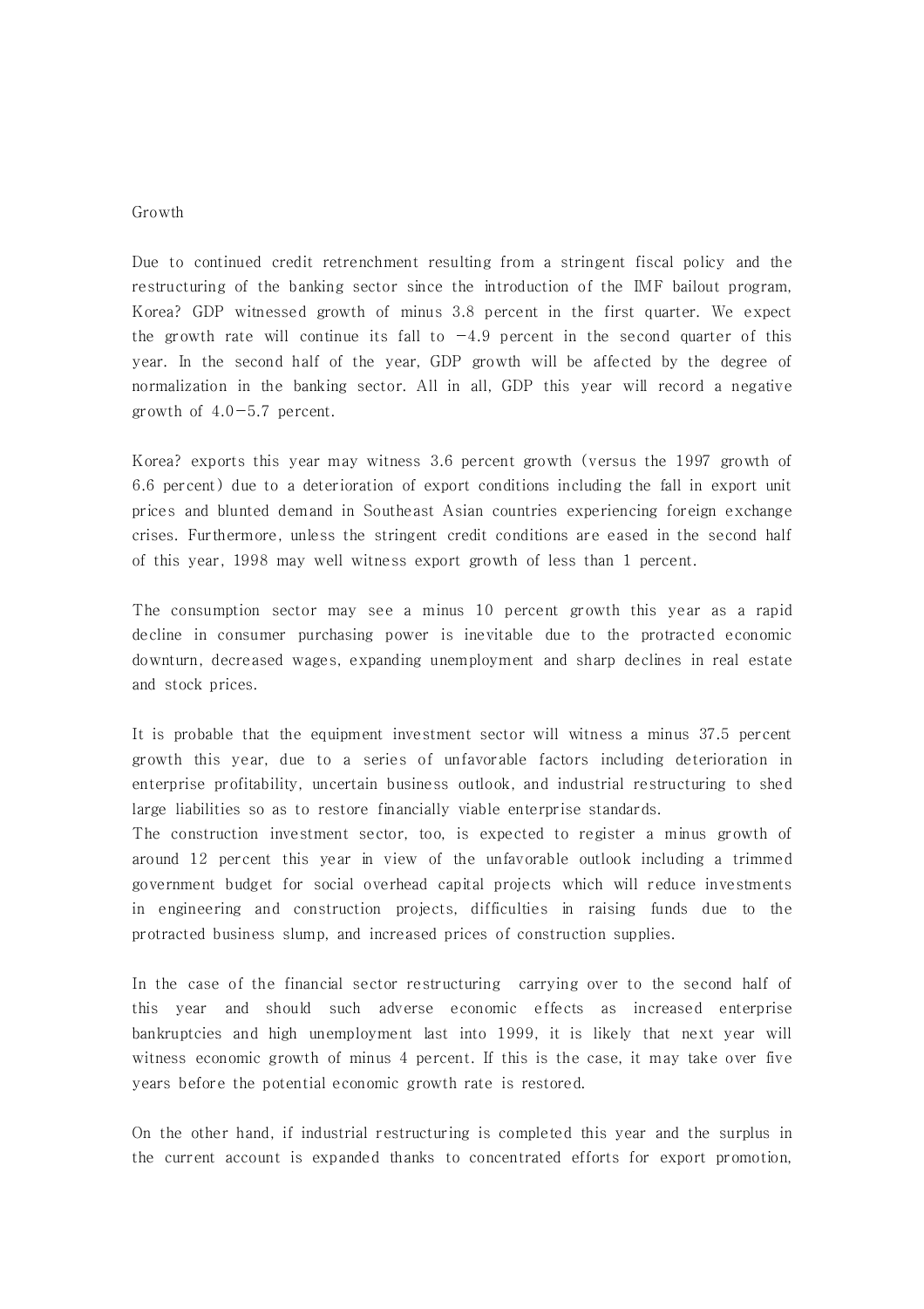## Growth

Due to continued credit retrenchment resulting from a stringent fiscal policy and the restructuring of the banking sector since the introduction of the IMF bailout program, Korea? GDP witnessed growth of minus 3.8 percent in the first quarter. We expect the growth rate will continue its fall to −4.9 percent in the second quarter of this year. In the second half of the year, GDP growth will be affected by the degree of normalization in the banking sector. All in all, GDP this year will record a negative growth of 4.0−5.7 percent.

Korea? exports this year may witness 3.6 percent growth (versus the 1997 growth of 6.6 percent) due to a deterioration of export conditions including the fall in export unit prices and blunted demand in Southeast Asian countries experiencing foreign exchange crises. Furthermore, unless the stringent credit conditions are eased in the second half of this year, 1998 may well witness export growth of less than 1 percent.

The consumption sector may see a minus 10 percent growth this year as a rapid decline in consumer purchasing power is inevitable due to the protracted economic downturn, decreased wages, expanding unemployment and sharp declines in real estate and stock prices.

It is probable that the equipment investment sector will witness a minus 37.5 percent growth this year, due to a series of unfavorable factors including deterioration in enterprise profitability, uncertain business outlook, and industrial restructuring to shed large liabilities so as to restore financially viable enterprise standards.
The construction investment sector, too, is expected to register a minus growth of around 12 percent this year in view of the unfavorable outlook including a trimmed government budget for social overhead capital projects which will reduce investments in engineering and construction projects, difficulties in raising funds due to the protracted business slump, and increased prices of construction supplies.

In the case of the financial sector restructuring carrying over to the second half of this year and should such adverse economic effects as increased enterprise bankruptcies and high unemployment last into 1999, it is likely that next year will witness economic growth of minus 4 percent. If this is the case, it may take over five years before the potential economic growth rate is restored.

On the other hand, if industrial restructuring is completed this year and the surplus in the current account is expanded thanks to concentrated efforts for export promotion,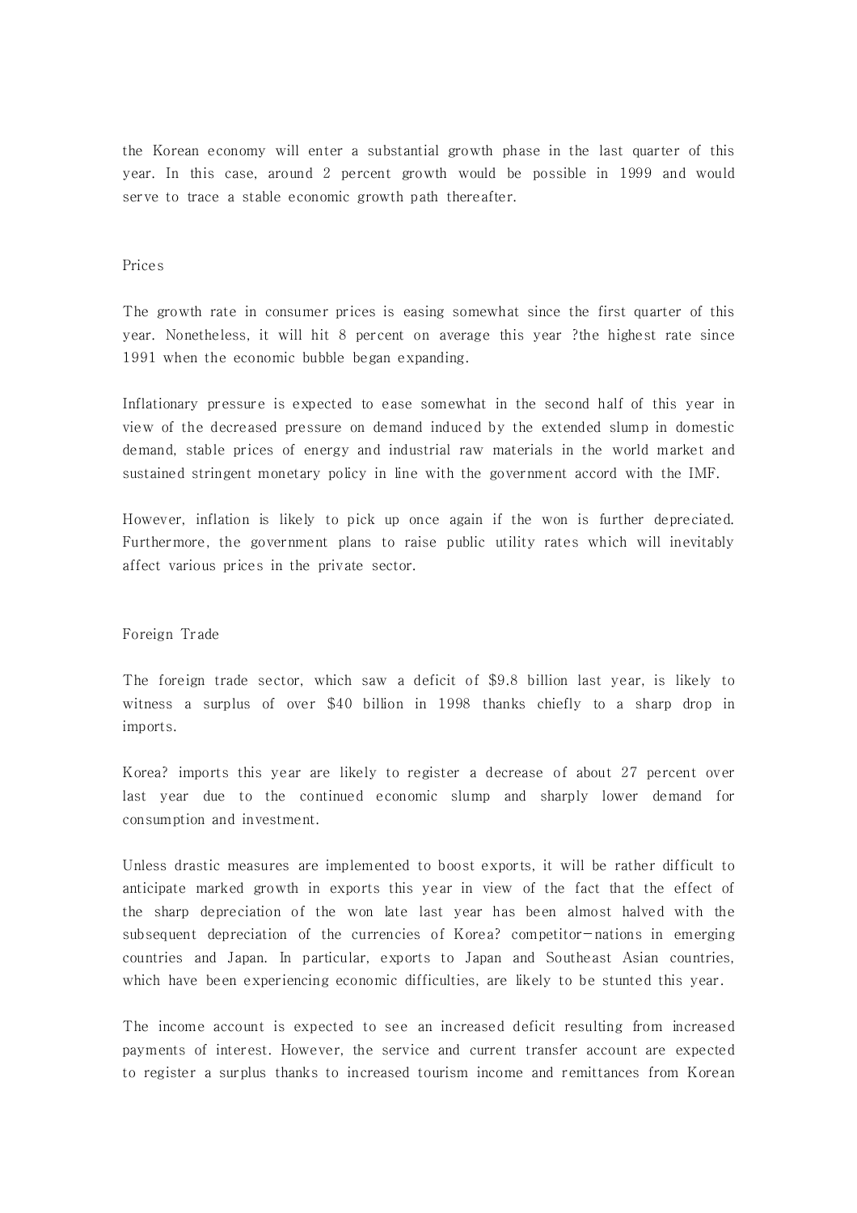the Korean economy will enter a substantial growth phase in the last quarter of this year. In this case, around 2 percent growth would be possible in 1999 and would serve to trace a stable economic growth path thereafter.

## Prices

The growth rate in consumer prices is easing somewhat since the first quarter of this year. Nonetheless, it will hit 8 percent on average this year ?the highest rate since 1991 when the economic bubble began expanding.

Inflationary pressure is expected to ease somewhat in the second half of this year in view of the decreased pressure on demand induced by the extended slump in domestic demand, stable prices of energy and industrial raw materials in the world market and sustained stringent monetary policy in line with the government accord with the IMF.

However, inflation is likely to pick up once again if the won is further depreciated. Furthermore, the government plans to raise public utility rates which will inevitably affect various prices in the private sector.

## Foreign Trade

The foreign trade sector, which saw a deficit of $9.8 billion last year, is likely to witness a surplus of over $40 billion in 1998 thanks chiefly to a sharp drop in imports.

Korea? imports this year are likely to register a decrease of about 27 percent over last year due to the continued economic slump and sharply lower demand for consumption and investment.

Unless drastic measures are implemented to boost exports, it will be rather difficult to anticipate marked growth in exports this year in view of the fact that the effect of the sharp depreciation of the won late last year has been almost halved with the subsequent depreciation of the currencies of Korea? competitor-nations in emerging countries and Japan. In particular, exports to Japan and Southeast Asian countries, which have been experiencing economic difficulties, are likely to be stunted this year.

The income account is expected to see an increased deficit resulting from increased payments of interest. However, the service and current transfer account are expected to register a surplus thanks to increased tourism income and remittances from Korean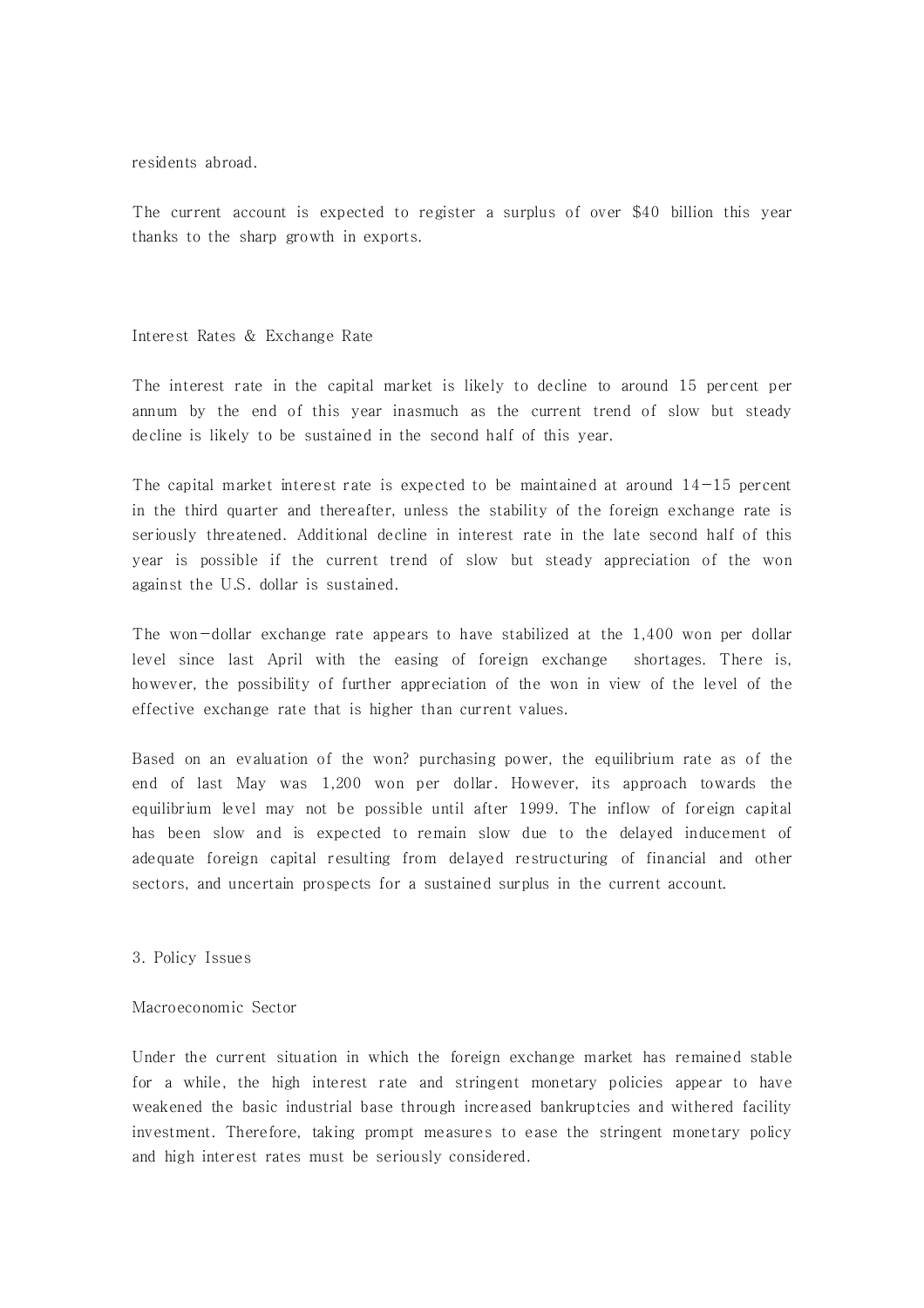residents abroad.

The current account is expected to register a surplus of over $40 billion this year thanks to the sharp growth in exports.

### Interest Rates & Exchange Rate

The interest rate in the capital market is likely to decline to around 15 percent per annum by the end of this year inasmuch as the current trend of slow but steady decline is likely to be sustained in the second half of this year.

The capital market interest rate is expected to be maintained at around 14–15 percent in the third quarter and thereafter, unless the stability of the foreign exchange rate is seriously threatened. Additional decline in interest rate in the late second half of this year is possible if the current trend of slow but steady appreciation of the won against the U.S. dollar is sustained.

The won–dollar exchange rate appears to have stabilized at the 1,400 won per dollar level since last April with the easing of foreign exchange shortages. There is, however, the possibility of further appreciation of the won in view of the level of the effective exchange rate that is higher than current values.

Based on an evaluation of the won? purchasing power, the equilibrium rate as of the end of last May was 1,200 won per dollar. However, its approach towards the equilibrium level may not be possible until after 1999. The inflow of foreign capital has been slow and is expected to remain slow due to the delayed inducement of adequate foreign capital resulting from delayed restructuring of financial and other sectors, and uncertain prospects for a sustained surplus in the current account.

## 3. Policy Issues

### Macroeconomic Sector

Under the current situation in which the foreign exchange market has remained stable for a while, the high interest rate and stringent monetary policies appear to have weakened the basic industrial base through increased bankruptcies and withered facility investment. Therefore, taking prompt measures to ease the stringent monetary policy and high interest rates must be seriously considered.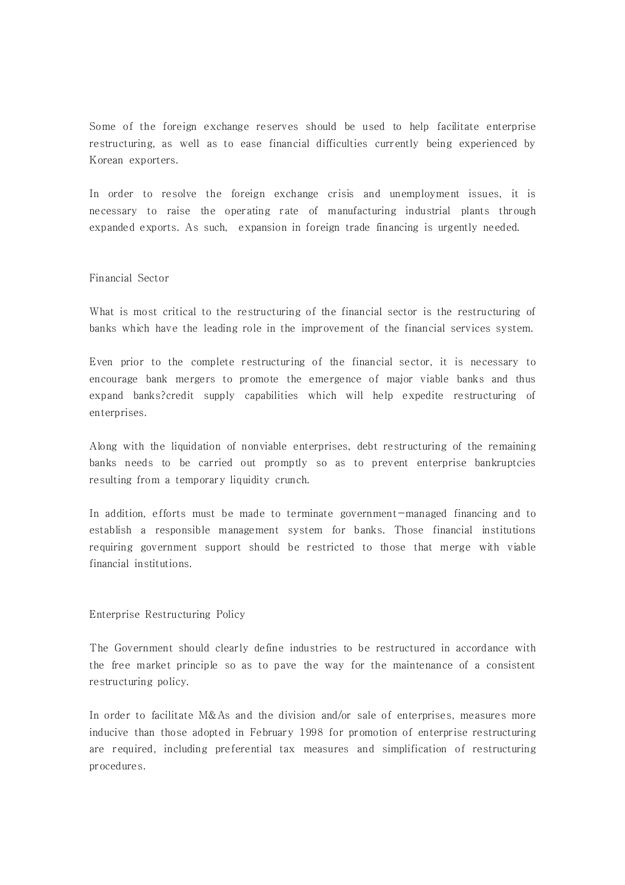Some of the foreign exchange reserves should be used to help facilitate enterprise restructuring, as well as to ease financial difficulties currently being experienced by Korean exporters.

In order to resolve the foreign exchange crisis and unemployment issues, it is necessary to raise the operating rate of manufacturing industrial plants through expanded exports. As such, expansion in foreign trade financing is urgently needed.

## Financial Sector

What is most critical to the restructuring of the financial sector is the restructuring of banks which have the leading role in the improvement of the financial services system.

Even prior to the complete restructuring of the financial sector, it is necessary to encourage bank mergers to promote the emergence of major viable banks and thus expand banks?credit supply capabilities which will help expedite restructuring of enterprises.

Along with the liquidation of nonviable enterprises, debt restructuring of the remaining banks needs to be carried out promptly so as to prevent enterprise bankruptcies resulting from a temporary liquidity crunch.

In addition, efforts must be made to terminate government-managed financing and to establish a responsible management system for banks. Those financial institutions requiring government support should be restricted to those that merge with viable financial institutions.

## Enterprise Restructuring Policy

The Government should clearly define industries to be restructured in accordance with the free market principle so as to pave the way for the maintenance of a consistent restructuring policy.

In order to facilitate M&As and the division and/or sale of enterprises, measures more inducive than those adopted in February 1998 for promotion of enterprise restructuring are required, including preferential tax measures and simplification of restructuring procedures.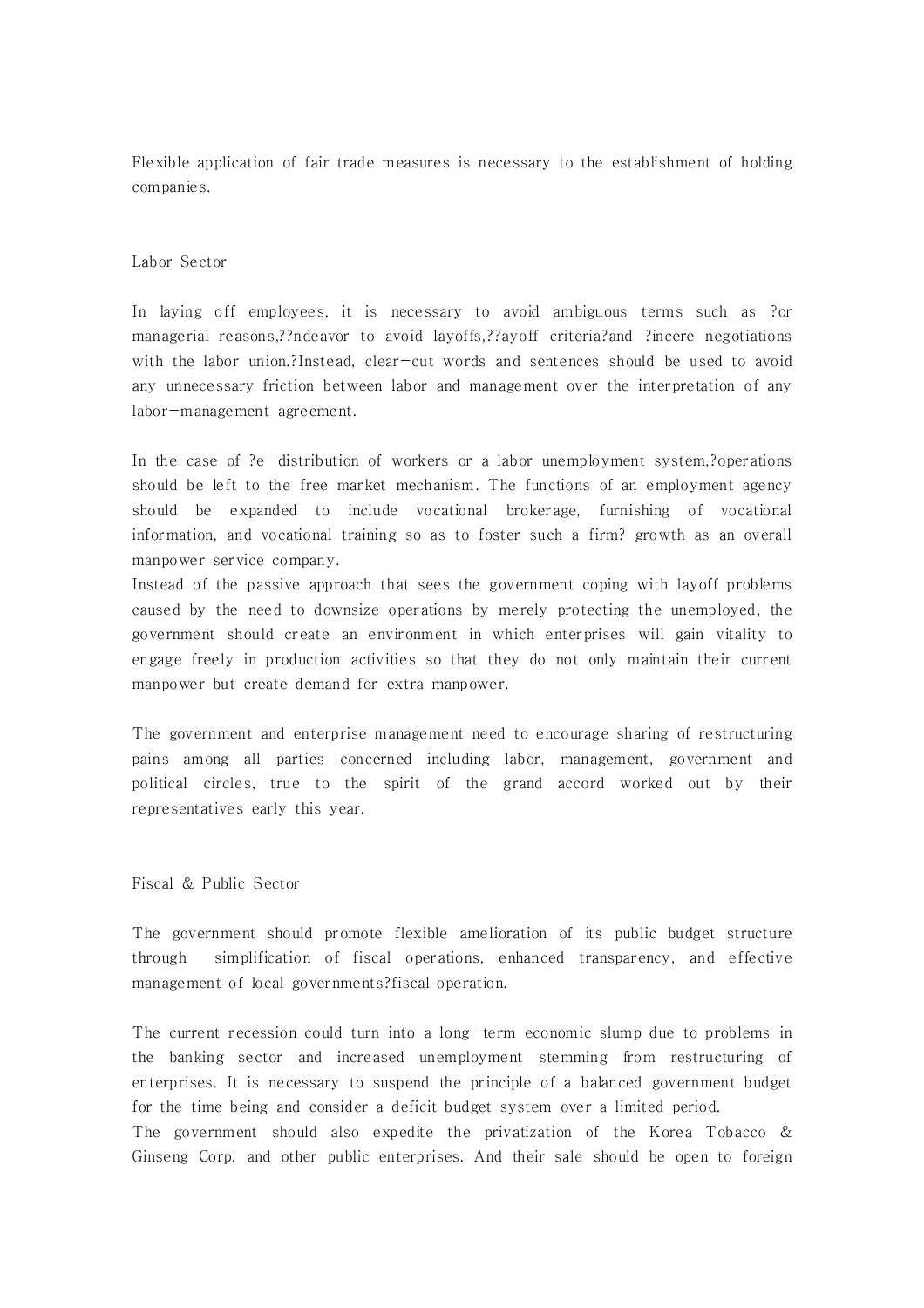Flexible application of fair trade measures is necessary to the establishment of holding companies.

## Labor Sector

In laying off employees, it is necessary to avoid ambiguous terms such as ?or managerial reasons,??ndeavor to avoid layoffs,??ayoff criteria?and ?incere negotiations with the labor union.?Instead, clear-cut words and sentences should be used to avoid any unnecessary friction between labor and management over the interpretation of any labor-management agreement.

In the case of ?e-distribution of workers or a labor unemployment system,?operations should be left to the free market mechanism. The functions of an employment agency should be expanded to include vocational brokerage, furnishing of vocational information, and vocational training so as to foster such a firm? growth as an overall manpower service company.

Instead of the passive approach that sees the government coping with layoff problems caused by the need to downsize operations by merely protecting the unemployed, the government should create an environment in which enterprises will gain vitality to engage freely in production activities so that they do not only maintain their current manpower but create demand for extra manpower.

The government and enterprise management need to encourage sharing of restructuring pains among all parties concerned including labor, management, government and political circles, true to the spirit of the grand accord worked out by their representatives early this year.

## Fiscal & Public Sector

The government should promote flexible amelioration of its public budget structure through simplification of fiscal operations, enhanced transparency, and effective management of local governments?fiscal operation.

The current recession could turn into a long-term economic slump due to problems in the banking sector and increased unemployment stemming from restructuring of enterprises. It is necessary to suspend the principle of a balanced government budget for the time being and consider a deficit budget system over a limited period.

The government should also expedite the privatization of the Korea Tobacco & Ginseng Corp. and other public enterprises. And their sale should be open to foreign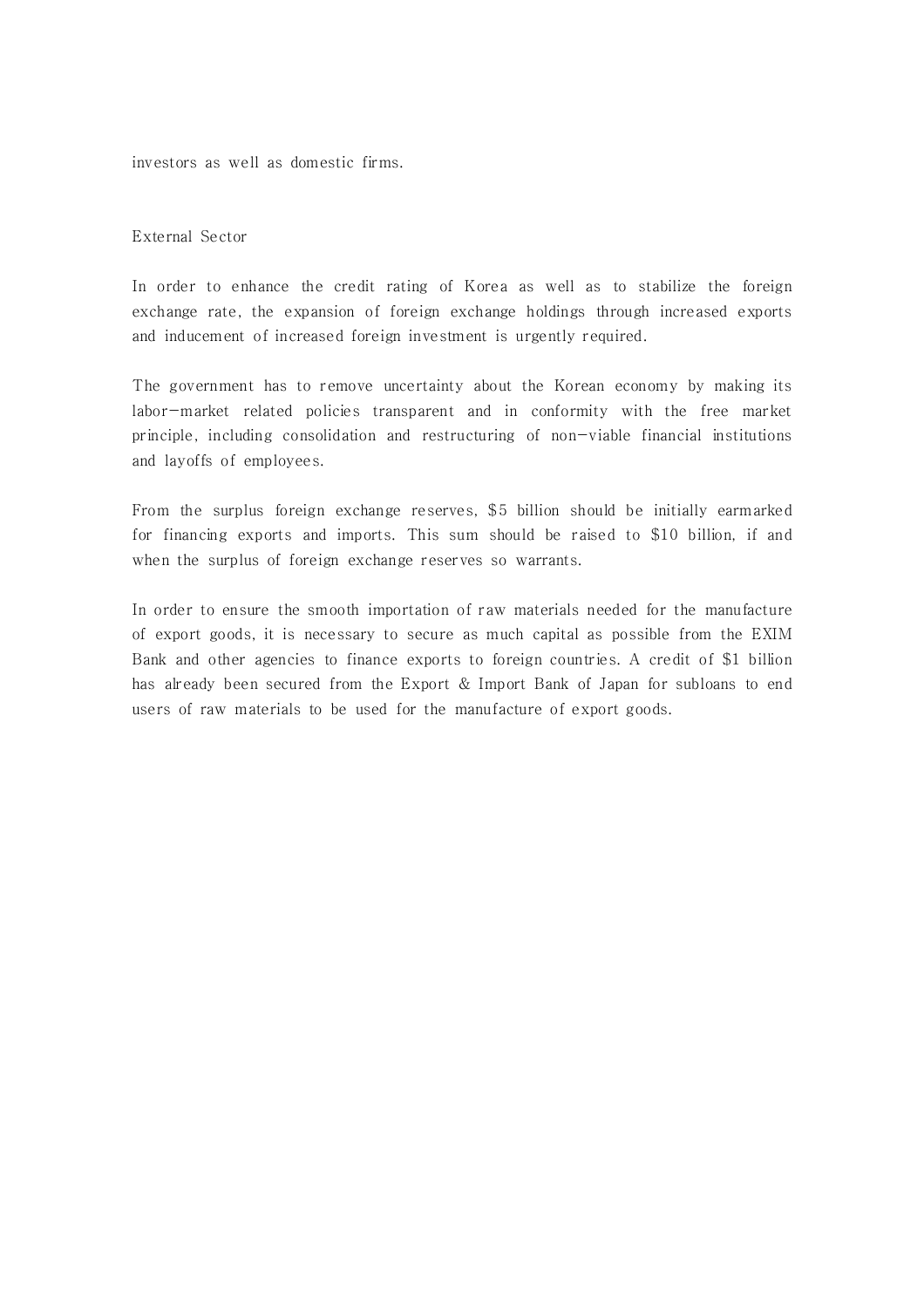investors as well as domestic firms.

## External Sector

In order to enhance the credit rating of Korea as well as to stabilize the foreign exchange rate, the expansion of foreign exchange holdings through increased exports and inducement of increased foreign investment is urgently required.

The government has to remove uncertainty about the Korean economy by making its labor-market related policies transparent and in conformity with the free market principle, including consolidation and restructuring of non-viable financial institutions and layoffs of employees.

From the surplus foreign exchange reserves, $5 billion should be initially earmarked for financing exports and imports. This sum should be raised to $10 billion, if and when the surplus of foreign exchange reserves so warrants.

In order to ensure the smooth importation of raw materials needed for the manufacture of export goods, it is necessary to secure as much capital as possible from the EXIM Bank and other agencies to finance exports to foreign countries. A credit of $1 billion has already been secured from the Export & Import Bank of Japan for subloans to end users of raw materials to be used for the manufacture of export goods.